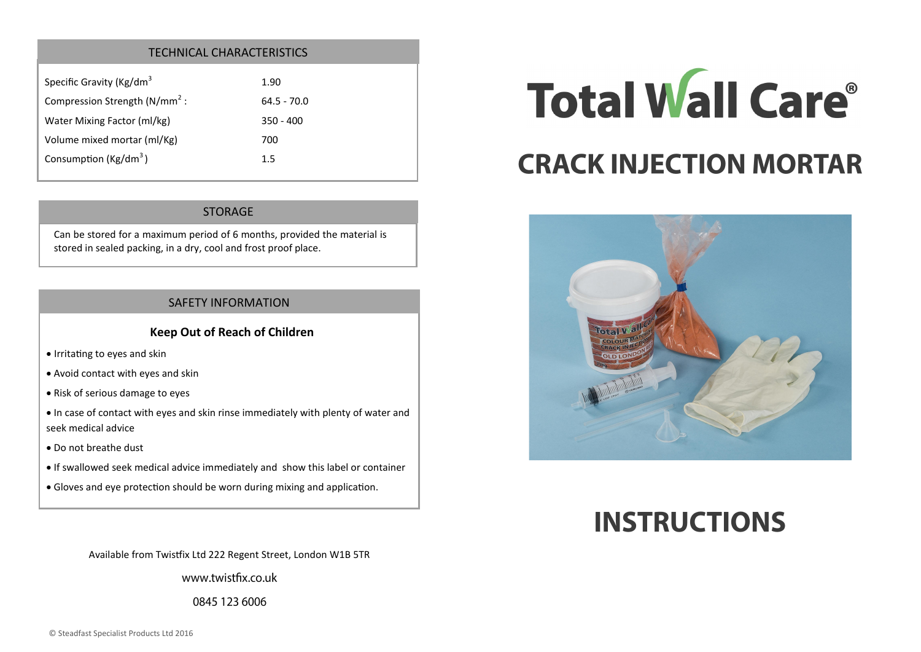## TECHNICAL CHARACTERISTICS

| Property | Value |
|---|---|
| Specific Gravity (Kg/dm$^3$ | 1.90 |
| Compression Strength (N/mm$^2$ : | 64.5 - 70.0 |
| Water Mixing Factor (ml/kg) | 350 - 400 |
| Volume mixed mortar (ml/Kg) | 700 |
| Consumption (Kg/dm$^3$ ) | 1.5 |

## STORAGE

Can be stored for a maximum period of 6 months, provided the material is stored in sealed packing, in a dry, cool and frost proof place.

## SAFETY INFORMATION

**Keep Out of Reach of Children**

- Irritating to eyes and skin
- Avoid contact with eyes and skin
- Risk of serious damage to eyes
- In case of contact with eyes and skin rinse immediately with plenty of water and seek medical advice
- Do not breathe dust
- If swallowed seek medical advice immediately and show this label or container
- Gloves and eye protection should be worn during mixing and application.

Available from Twistfix Ltd 222 Regent Street, London W1B 5TR

www.twistfix.co.uk

0845 123 6006

© Steadfast Specialist Products Ltd 2016

# Total Wall Care®

# CRACK INJECTION MORTAR

# INSTRUCTIONS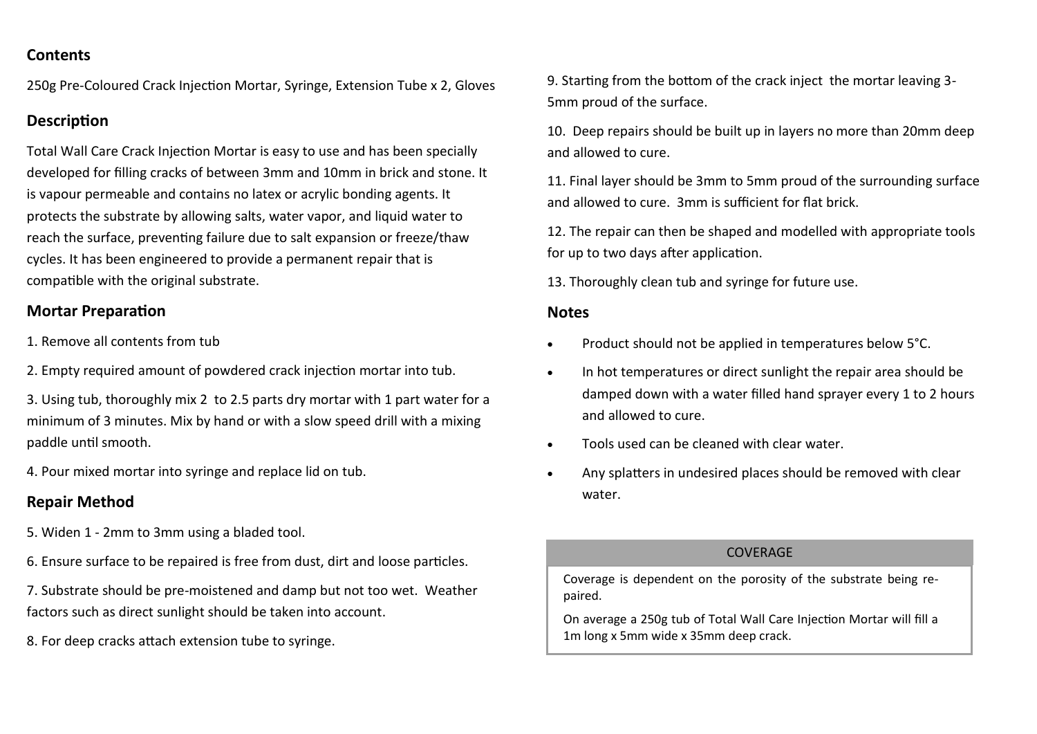## Contents

250g Pre-Coloured Crack Injection Mortar, Syringe, Extension Tube x 2, Gloves

## Description

Total Wall Care Crack Injection Mortar is easy to use and has been specially developed for filling cracks of between 3mm and 10mm in brick and stone. It is vapour permeable and contains no latex or acrylic bonding agents. It protects the substrate by allowing salts, water vapor, and liquid water to reach the surface, preventing failure due to salt expansion or freeze/thaw cycles. It has been engineered to provide a permanent repair that is compatible with the original substrate.

## Mortar Preparation

1. Remove all contents from tub

2. Empty required amount of powdered crack injection mortar into tub.

3. Using tub, thoroughly mix 2 to 2.5 parts dry mortar with 1 part water for a minimum of 3 minutes. Mix by hand or with a slow speed drill with a mixing paddle until smooth.

4. Pour mixed mortar into syringe and replace lid on tub.

## Repair Method

5. Widen 1 - 2mm to 3mm using a bladed tool.

6. Ensure surface to be repaired is free from dust, dirt and loose particles.

7. Substrate should be pre-moistened and damp but not too wet. Weather factors such as direct sunlight should be taken into account.

8. For deep cracks attach extension tube to syringe.

9. Starting from the bottom of the crack inject the mortar leaving 3-5mm proud of the surface.

10. Deep repairs should be built up in layers no more than 20mm deep and allowed to cure.

11. Final layer should be 3mm to 5mm proud of the surrounding surface and allowed to cure. 3mm is sufficient for flat brick.

12. The repair can then be shaped and modelled with appropriate tools for up to two days after application.

13. Thoroughly clean tub and syringe for future use.

## Notes

- Product should not be applied in temperatures below 5°C.
- In hot temperatures or direct sunlight the repair area should be damped down with a water filled hand sprayer every 1 to 2 hours and allowed to cure.
- Tools used can be cleaned with clear water.
- Any splatters in undesired places should be removed with clear water.

**COVERAGE**

Coverage is dependent on the porosity of the substrate being repaired.

On average a 250g tub of Total Wall Care Injection Mortar will fill a 1m long x 5mm wide x 35mm deep crack.